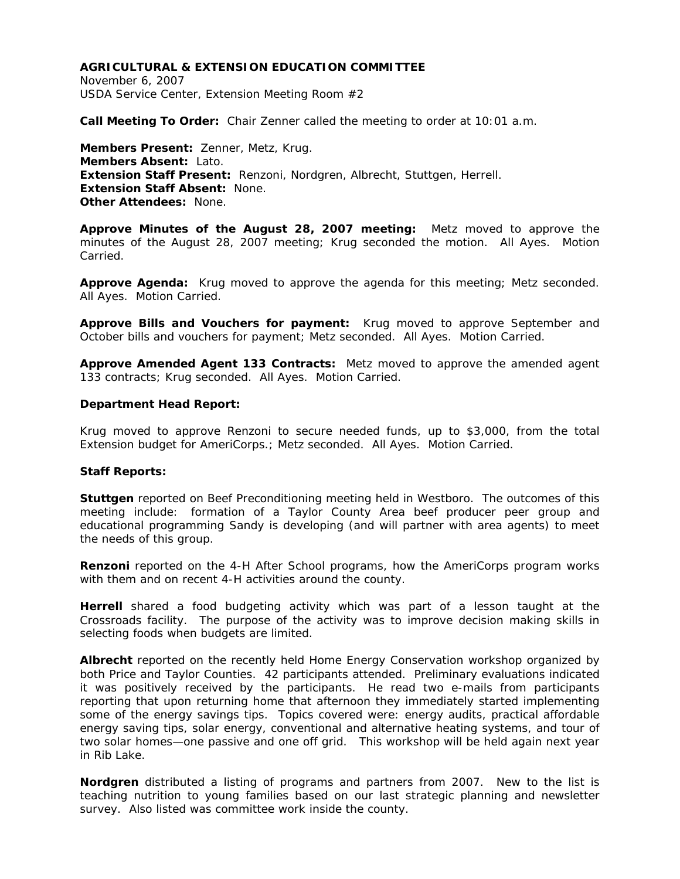**AGRICULTURAL & EXTENSION EDUCATION COMMITTEE**
November 6, 2007
USDA Service Center, Extension Meeting Room #2

**Call Meeting To Order:** Chair Zenner called the meeting to order at 10:01 a.m.

**Members Present:** Zenner, Metz, Krug.
**Members Absent:** Lato.
**Extension Staff Present:** Renzoni, Nordgren, Albrecht, Stuttgen, Herrell.
**Extension Staff Absent:** None.
**Other Attendees:** None.

**Approve Minutes of the August 28, 2007 meeting:** Metz moved to approve the minutes of the August 28, 2007 meeting; Krug seconded the motion. All Ayes. Motion Carried.

**Approve Agenda:** Krug moved to approve the agenda for this meeting; Metz seconded. All Ayes. Motion Carried.

**Approve Bills and Vouchers for payment:** Krug moved to approve September and October bills and vouchers for payment; Metz seconded. All Ayes. Motion Carried.

**Approve Amended Agent 133 Contracts:** Metz moved to approve the amended agent 133 contracts; Krug seconded. All Ayes. Motion Carried.

**Department Head Report:**

Krug moved to approve Renzoni to secure needed funds, up to $3,000, from the total Extension budget for AmeriCorps.; Metz seconded. All Ayes. Motion Carried.

**Staff Reports:**

**Stuttgen** reported on Beef Preconditioning meeting held in Westboro. The outcomes of this meeting include: formation of a Taylor County Area beef producer peer group and educational programming Sandy is developing (and will partner with area agents) to meet the needs of this group.

**Renzoni** reported on the 4-H After School programs, how the AmeriCorps program works with them and on recent 4-H activities around the county.

**Herrell** shared a food budgeting activity which was part of a lesson taught at the Crossroads facility. The purpose of the activity was to improve decision making skills in selecting foods when budgets are limited.

**Albrecht** reported on the recently held Home Energy Conservation workshop organized by both Price and Taylor Counties. 42 participants attended. Preliminary evaluations indicated it was positively received by the participants. He read two e-mails from participants reporting that upon returning home that afternoon they immediately started implementing some of the energy savings tips. Topics covered were: energy audits, practical affordable energy saving tips, solar energy, conventional and alternative heating systems, and tour of two solar homes—one passive and one off grid. This workshop will be held again next year in Rib Lake.

**Nordgren** distributed a listing of programs and partners from 2007. New to the list is teaching nutrition to young families based on our last strategic planning and newsletter survey. Also listed was committee work inside the county.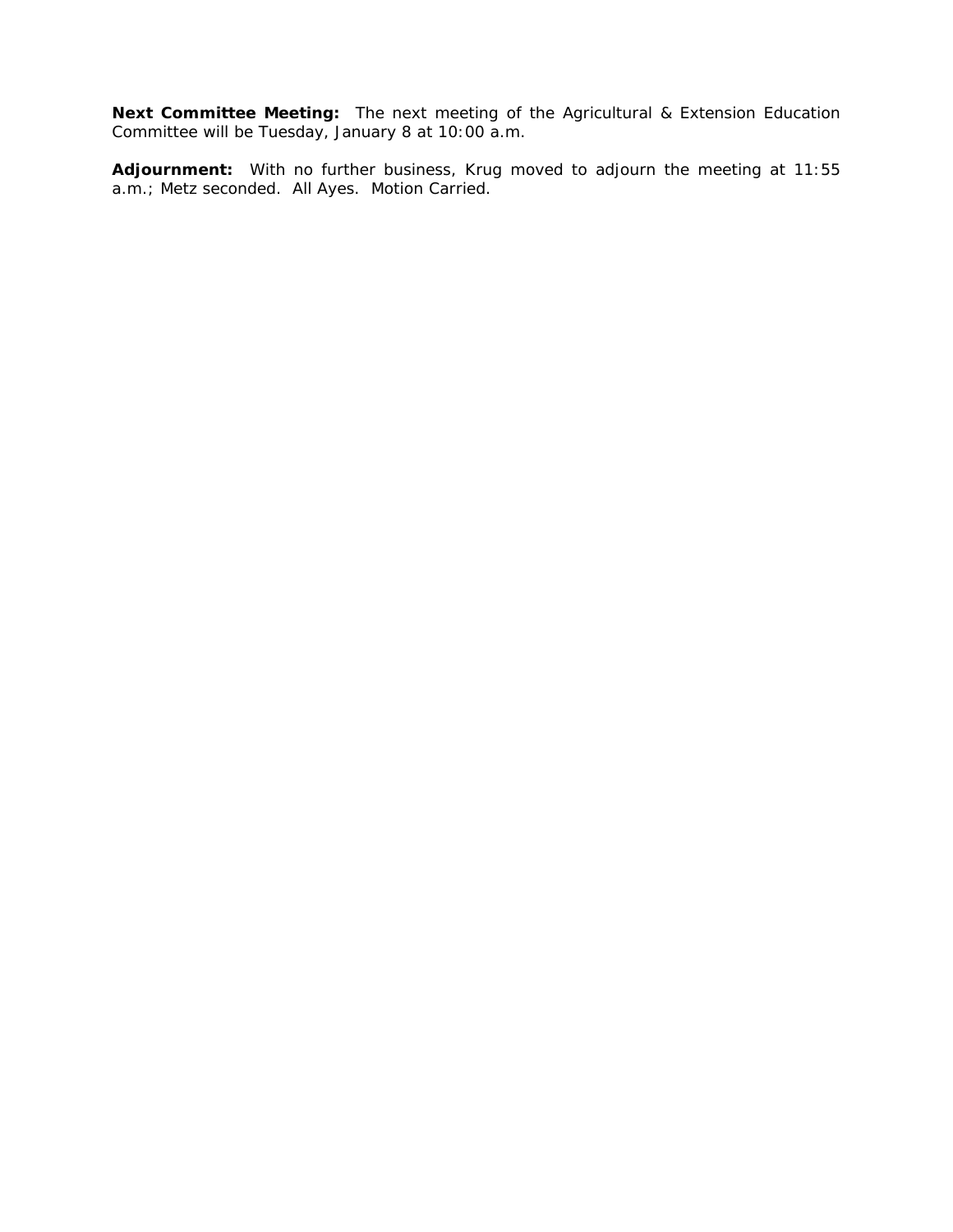**Next Committee Meeting:** The next meeting of the Agricultural & Extension Education Committee will be Tuesday, January 8 at 10:00 a.m.

**Adjournment:** With no further business, Krug moved to adjourn the meeting at 11:55 a.m.; Metz seconded. All Ayes. Motion Carried.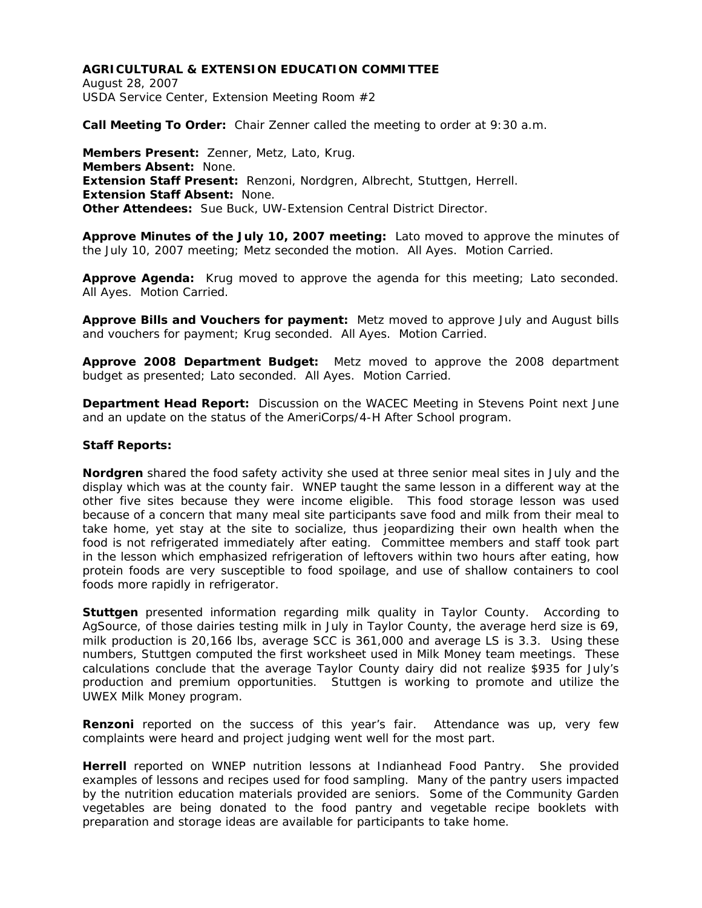**AGRICULTURAL & EXTENSION EDUCATION COMMITTEE**
August 28, 2007
USDA Service Center, Extension Meeting Room #2

**Call Meeting To Order:** Chair Zenner called the meeting to order at 9:30 a.m.

**Members Present:** Zenner, Metz, Lato, Krug.
**Members Absent:** None.
**Extension Staff Present:** Renzoni, Nordgren, Albrecht, Stuttgen, Herrell.
**Extension Staff Absent:** None.
**Other Attendees:** Sue Buck, UW-Extension Central District Director.

**Approve Minutes of the July 10, 2007 meeting:** Lato moved to approve the minutes of the July 10, 2007 meeting; Metz seconded the motion. All Ayes. Motion Carried.

**Approve Agenda:** Krug moved to approve the agenda for this meeting; Lato seconded. All Ayes. Motion Carried.

**Approve Bills and Vouchers for payment:** Metz moved to approve July and August bills and vouchers for payment; Krug seconded. All Ayes. Motion Carried.

**Approve 2008 Department Budget:** Metz moved to approve the 2008 department budget as presented; Lato seconded. All Ayes. Motion Carried.

**Department Head Report:** Discussion on the WACEC Meeting in Stevens Point next June and an update on the status of the AmeriCorps/4-H After School program.

**Staff Reports:**

**Nordgren** shared the food safety activity she used at three senior meal sites in July and the display which was at the county fair. WNEP taught the same lesson in a different way at the other five sites because they were income eligible. This food storage lesson was used because of a concern that many meal site participants save food and milk from their meal to take home, yet stay at the site to socialize, thus jeopardizing their own health when the food is not refrigerated immediately after eating. Committee members and staff took part in the lesson which emphasized refrigeration of leftovers within two hours after eating, how protein foods are very susceptible to food spoilage, and use of shallow containers to cool foods more rapidly in refrigerator.

**Stuttgen** presented information regarding milk quality in Taylor County. According to AgSource, of those dairies testing milk in July in Taylor County, the average herd size is 69, milk production is 20,166 lbs, average SCC is 361,000 and average LS is 3.3. Using these numbers, Stuttgen computed the first worksheet used in Milk Money team meetings. These calculations conclude that the average Taylor County dairy did not realize $935 for July's production and premium opportunities. Stuttgen is working to promote and utilize the UWEX Milk Money program.

**Renzoni** reported on the success of this year's fair. Attendance was up, very few complaints were heard and project judging went well for the most part.

**Herrell** reported on WNEP nutrition lessons at Indianhead Food Pantry. She provided examples of lessons and recipes used for food sampling. Many of the pantry users impacted by the nutrition education materials provided are seniors. Some of the Community Garden vegetables are being donated to the food pantry and vegetable recipe booklets with preparation and storage ideas are available for participants to take home.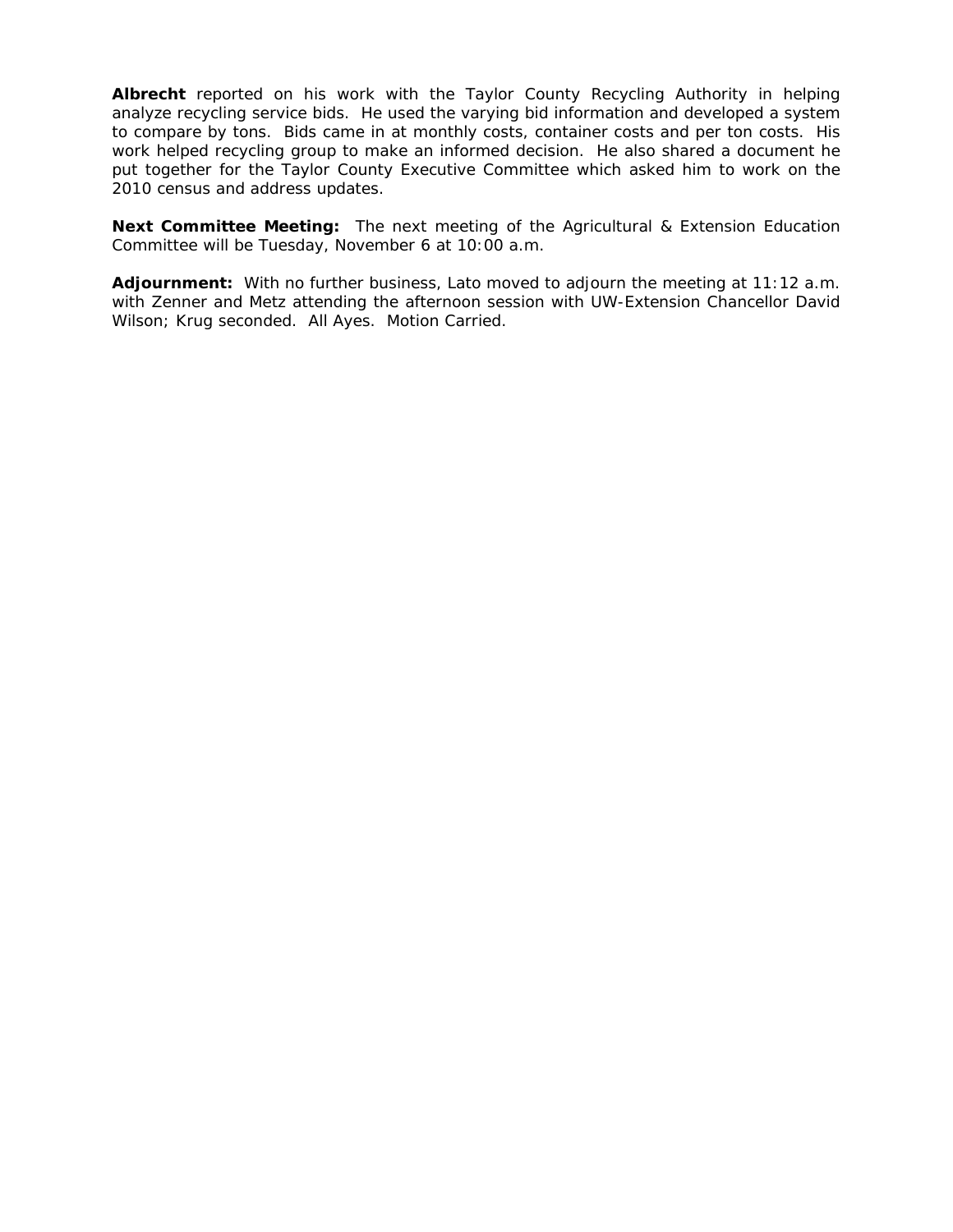**Albrecht** reported on his work with the Taylor County Recycling Authority in helping analyze recycling service bids. He used the varying bid information and developed a system to compare by tons. Bids came in at monthly costs, container costs and per ton costs. His work helped recycling group to make an informed decision. He also shared a document he put together for the Taylor County Executive Committee which asked him to work on the 2010 census and address updates.

**Next Committee Meeting:** The next meeting of the Agricultural & Extension Education Committee will be Tuesday, November 6 at 10:00 a.m.

**Adjournment:** With no further business, Lato moved to adjourn the meeting at 11:12 a.m. with Zenner and Metz attending the afternoon session with UW-Extension Chancellor David Wilson; Krug seconded. All Ayes. Motion Carried.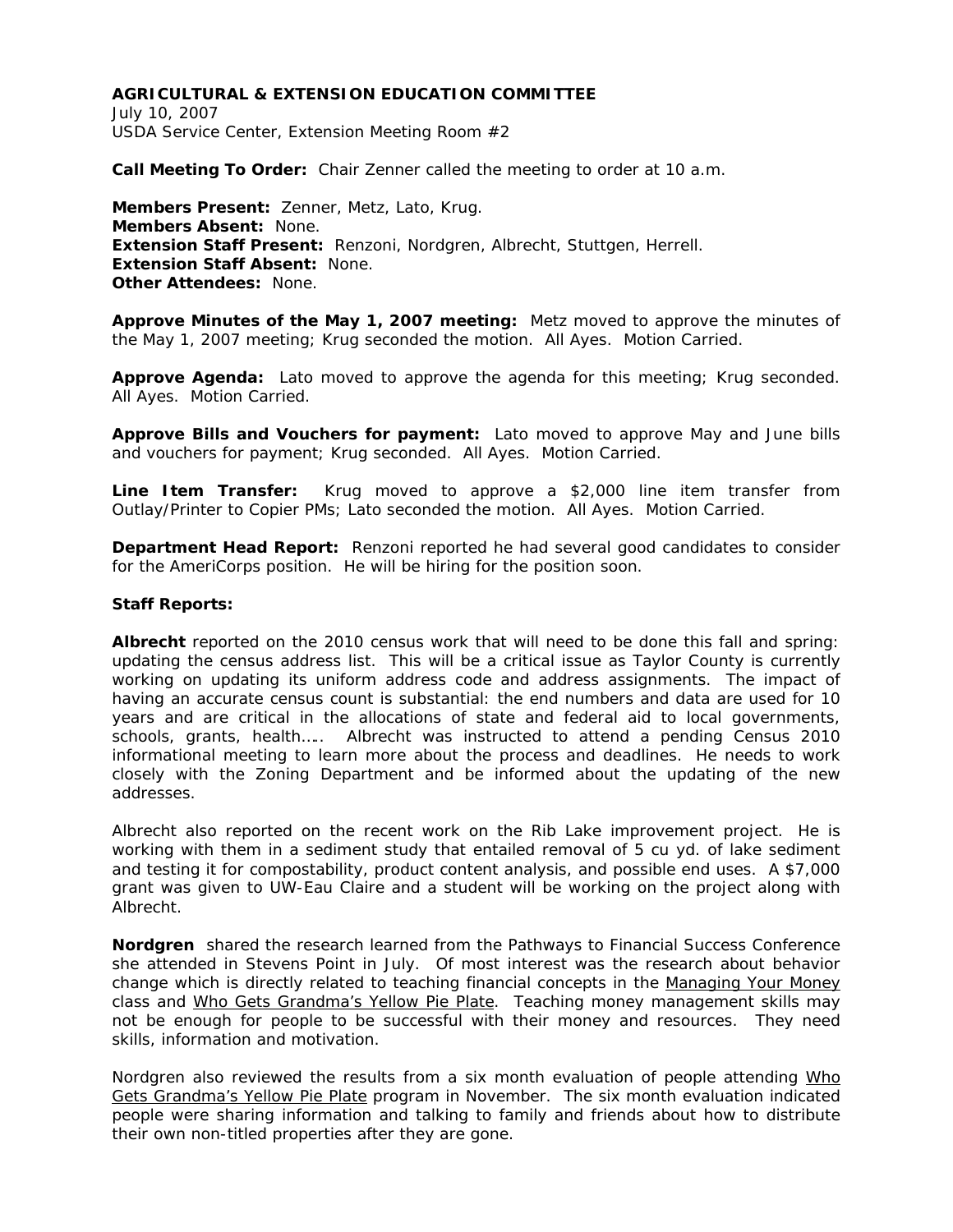**AGRICULTURAL & EXTENSION EDUCATION COMMITTEE**
July 10, 2007
USDA Service Center, Extension Meeting Room #2

**Call Meeting To Order:** Chair Zenner called the meeting to order at 10 a.m.

**Members Present:** Zenner, Metz, Lato, Krug.
**Members Absent:** None.
**Extension Staff Present:** Renzoni, Nordgren, Albrecht, Stuttgen, Herrell.
**Extension Staff Absent:** None.
**Other Attendees:** None.

**Approve Minutes of the May 1, 2007 meeting:** Metz moved to approve the minutes of the May 1, 2007 meeting; Krug seconded the motion. All Ayes. Motion Carried.

**Approve Agenda:** Lato moved to approve the agenda for this meeting; Krug seconded. All Ayes. Motion Carried.

**Approve Bills and Vouchers for payment:** Lato moved to approve May and June bills and vouchers for payment; Krug seconded. All Ayes. Motion Carried.

**Line Item Transfer:** Krug moved to approve a $2,000 line item transfer from Outlay/Printer to Copier PMs; Lato seconded the motion. All Ayes. Motion Carried.

**Department Head Report:** Renzoni reported he had several good candidates to consider for the AmeriCorps position. He will be hiring for the position soon.

**Staff Reports:**

**Albrecht** reported on the 2010 census work that will need to be done this fall and spring: updating the census address list. This will be a critical issue as Taylor County is currently working on updating its uniform address code and address assignments. The impact of having an accurate census count is substantial: the end numbers and data are used for 10 years and are critical in the allocations of state and federal aid to local governments, schools, grants, health….. Albrecht was instructed to attend a pending Census 2010 informational meeting to learn more about the process and deadlines. He needs to work closely with the Zoning Department and be informed about the updating of the new addresses.

Albrecht also reported on the recent work on the Rib Lake improvement project. He is working with them in a sediment study that entailed removal of 5 cu yd. of lake sediment and testing it for compostability, product content analysis, and possible end uses. A $7,000 grant was given to UW-Eau Claire and a student will be working on the project along with Albrecht.

**Nordgren** shared the research learned from the Pathways to Financial Success Conference she attended in Stevens Point in July. Of most interest was the research about behavior change which is directly related to teaching financial concepts in the Managing Your Money class and Who Gets Grandma's Yellow Pie Plate. Teaching money management skills may not be enough for people to be successful with their money and resources. They need skills, information and motivation.

Nordgren also reviewed the results from a six month evaluation of people attending Who Gets Grandma's Yellow Pie Plate program in November. The six month evaluation indicated people were sharing information and talking to family and friends about how to distribute their own non-titled properties after they are gone.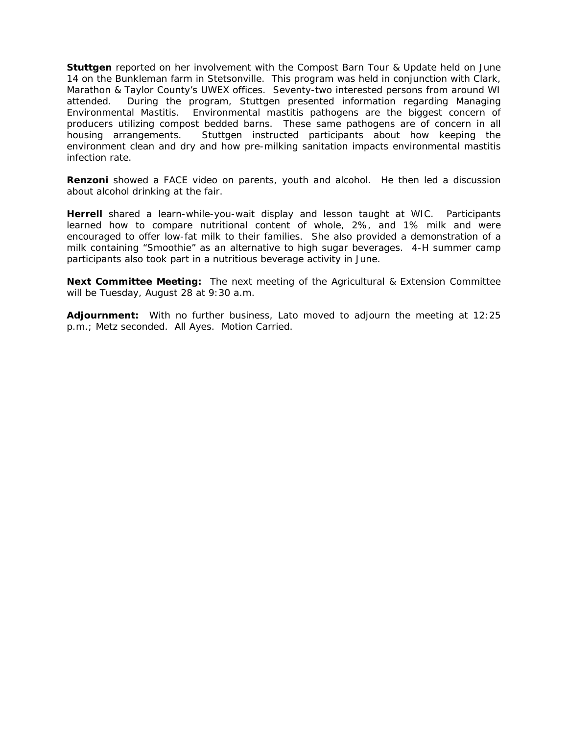**Stuttgen** reported on her involvement with the Compost Barn Tour & Update held on June 14 on the Bunkleman farm in Stetsonville. This program was held in conjunction with Clark, Marathon & Taylor County's UWEX offices. Seventy-two interested persons from around WI attended. During the program, Stuttgen presented information regarding Managing Environmental Mastitis. Environmental mastitis pathogens are the biggest concern of producers utilizing compost bedded barns. These same pathogens are of concern in all housing arrangements. Stuttgen instructed participants about how keeping the environment clean and dry and how pre-milking sanitation impacts environmental mastitis infection rate.

**Renzoni** showed a FACE video on parents, youth and alcohol. He then led a discussion about alcohol drinking at the fair.

**Herrell** shared a learn-while-you-wait display and lesson taught at WIC. Participants learned how to compare nutritional content of whole, 2%, and 1% milk and were encouraged to offer low-fat milk to their families. She also provided a demonstration of a milk containing "Smoothie" as an alternative to high sugar beverages. 4-H summer camp participants also took part in a nutritious beverage activity in June.

**Next Committee Meeting:** The next meeting of the Agricultural & Extension Committee will be Tuesday, August 28 at 9:30 a.m.

**Adjournment:** With no further business, Lato moved to adjourn the meeting at 12:25 p.m.; Metz seconded. All Ayes. Motion Carried.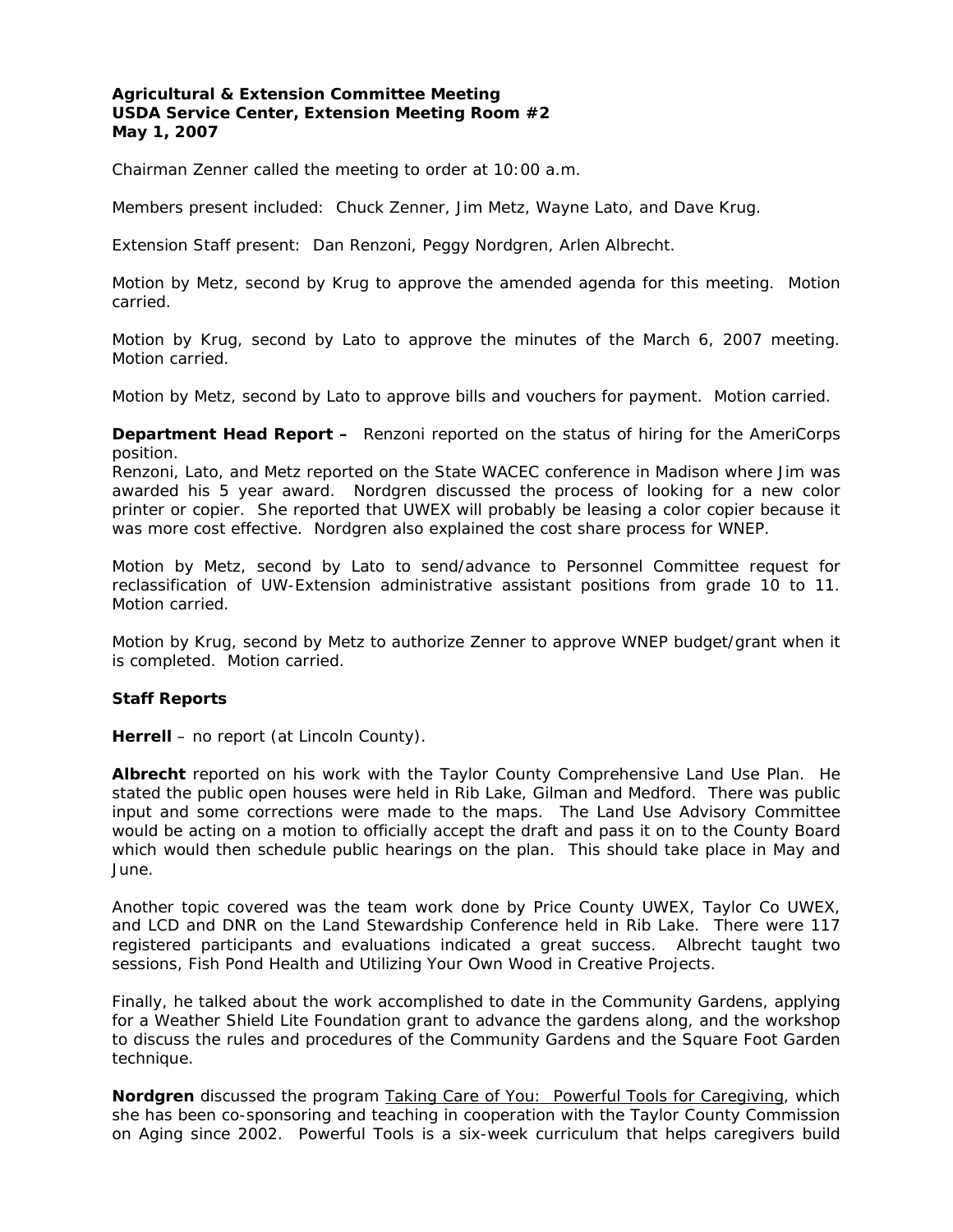**Agricultural & Extension Committee Meeting**
**USDA Service Center, Extension Meeting Room #2**
**May 1, 2007**

Chairman Zenner called the meeting to order at 10:00 a.m.

Members present included: Chuck Zenner, Jim Metz, Wayne Lato, and Dave Krug.

Extension Staff present: Dan Renzoni, Peggy Nordgren, Arlen Albrecht.

Motion by Metz, second by Krug to approve the amended agenda for this meeting. Motion carried.

Motion by Krug, second by Lato to approve the minutes of the March 6, 2007 meeting. Motion carried.

Motion by Metz, second by Lato to approve bills and vouchers for payment. Motion carried.

**Department Head Report –** Renzoni reported on the status of hiring for the AmeriCorps position.
Renzoni, Lato, and Metz reported on the State WACEC conference in Madison where Jim was awarded his 5 year award. Nordgren discussed the process of looking for a new color printer or copier. She reported that UWEX will probably be leasing a color copier because it was more cost effective. Nordgren also explained the cost share process for WNEP.

Motion by Metz, second by Lato to send/advance to Personnel Committee request for reclassification of UW-Extension administrative assistant positions from grade 10 to 11. Motion carried.

Motion by Krug, second by Metz to authorize Zenner to approve WNEP budget/grant when it is completed. Motion carried.

**Staff Reports**

**Herrell** – no report (at Lincoln County).

**Albrecht** reported on his work with the Taylor County Comprehensive Land Use Plan. He stated the public open houses were held in Rib Lake, Gilman and Medford. There was public input and some corrections were made to the maps. The Land Use Advisory Committee would be acting on a motion to officially accept the draft and pass it on to the County Board which would then schedule public hearings on the plan. This should take place in May and June.

Another topic covered was the team work done by Price County UWEX, Taylor Co UWEX, and LCD and DNR on the Land Stewardship Conference held in Rib Lake. There were 117 registered participants and evaluations indicated a great success. Albrecht taught two sessions, Fish Pond Health and Utilizing Your Own Wood in Creative Projects.

Finally, he talked about the work accomplished to date in the Community Gardens, applying for a Weather Shield Lite Foundation grant to advance the gardens along, and the workshop to discuss the rules and procedures of the Community Gardens and the Square Foot Garden technique.

**Nordgren** discussed the program Taking Care of You: Powerful Tools for Caregiving, which she has been co-sponsoring and teaching in cooperation with the Taylor County Commission on Aging since 2002. Powerful Tools is a six-week curriculum that helps caregivers build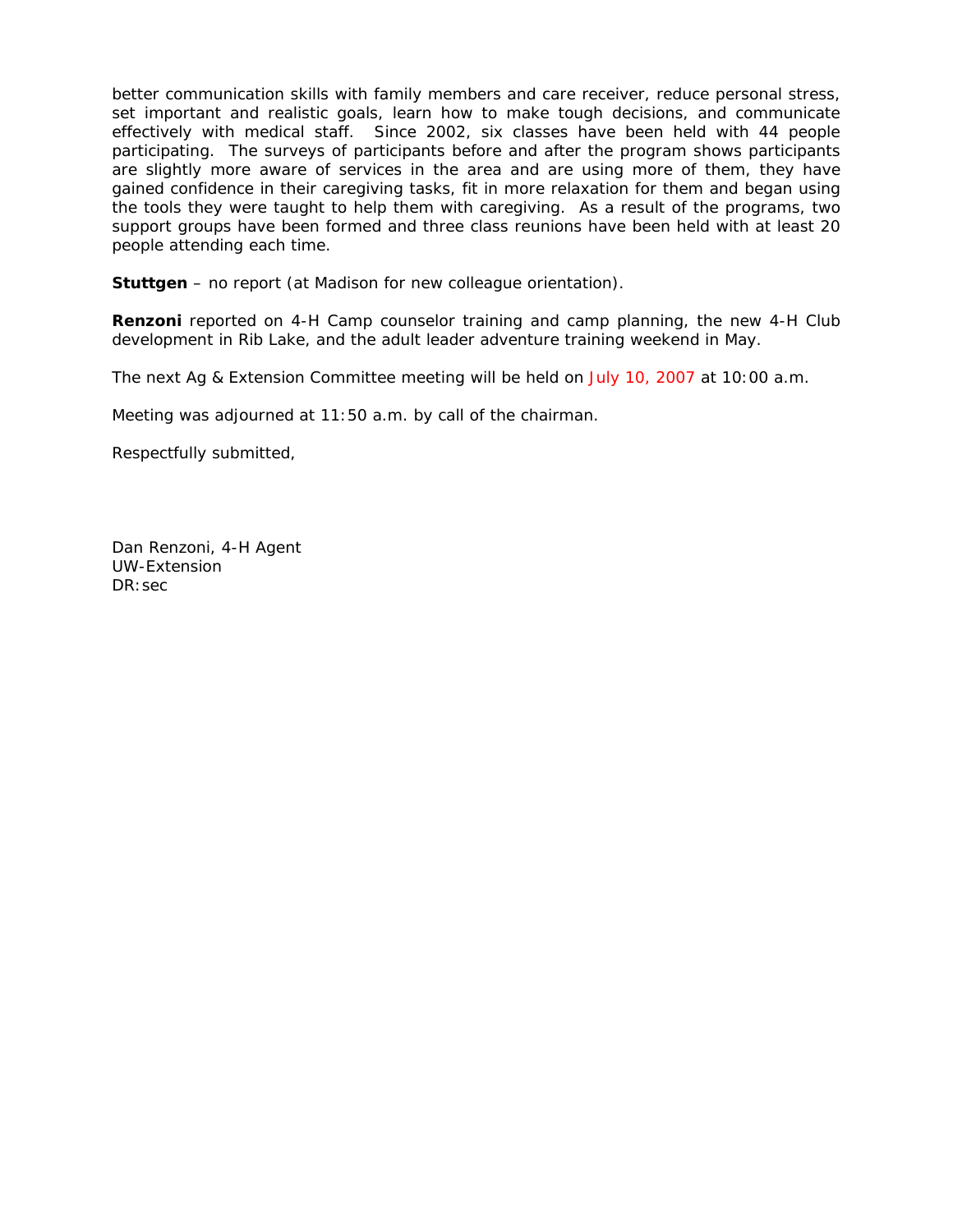better communication skills with family members and care receiver, reduce personal stress, set important and realistic goals, learn how to make tough decisions, and communicate effectively with medical staff. Since 2002, six classes have been held with 44 people participating. The surveys of participants before and after the program shows participants are slightly more aware of services in the area and are using more of them, they have gained confidence in their caregiving tasks, fit in more relaxation for them and began using the tools they were taught to help them with caregiving. As a result of the programs, two support groups have been formed and three class reunions have been held with at least 20 people attending each time.

**Stuttgen** – no report (at Madison for new colleague orientation).

**Renzoni** reported on 4-H Camp counselor training and camp planning, the new 4-H Club development in Rib Lake, and the adult leader adventure training weekend in May.

The next Ag & Extension Committee meeting will be held on July 10, 2007 at 10:00 a.m.

Meeting was adjourned at 11:50 a.m. by call of the chairman.

Respectfully submitted,

Dan Renzoni, 4-H Agent
UW-Extension
DR:sec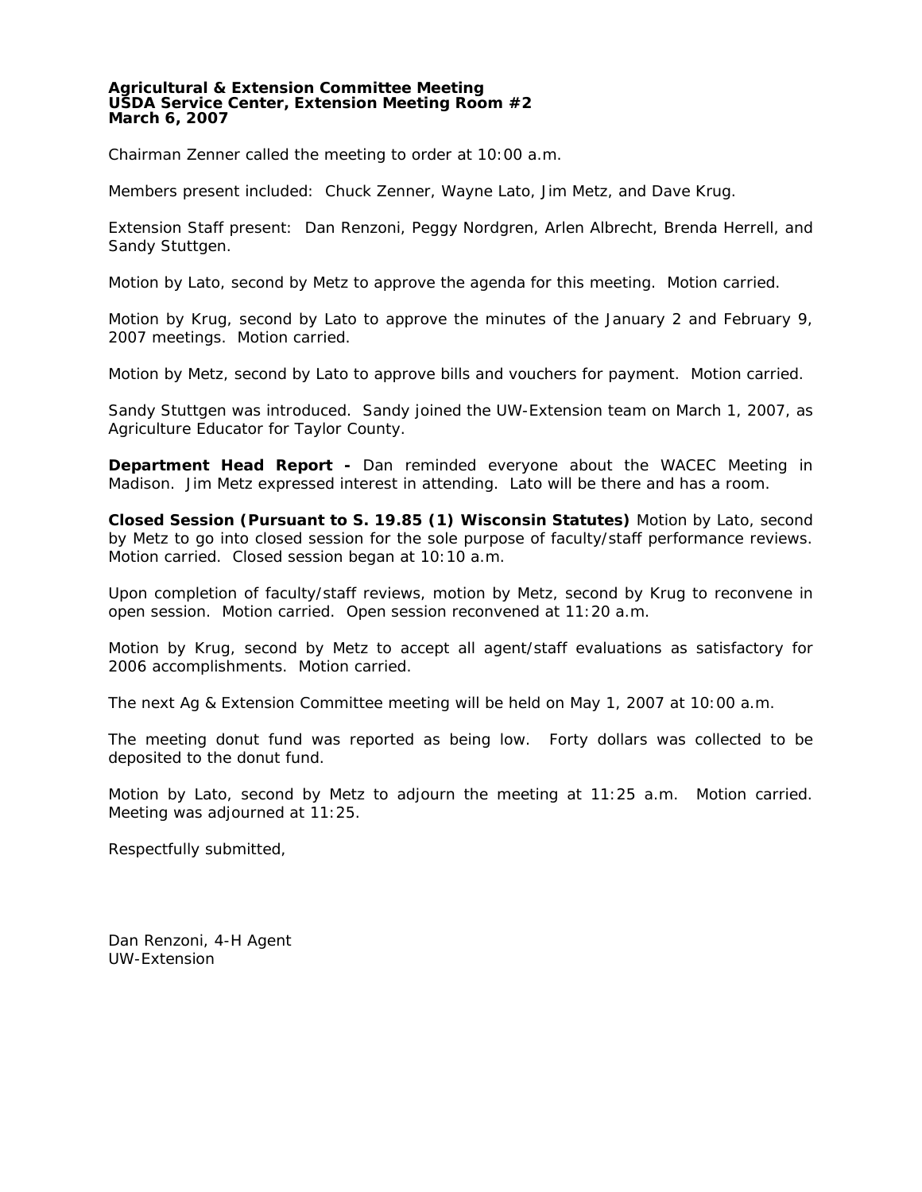**Agricultural & Extension Committee Meeting**
**USDA Service Center, Extension Meeting Room #2**
**March 6, 2007**

Chairman Zenner called the meeting to order at 10:00 a.m.

Members present included: Chuck Zenner, Wayne Lato, Jim Metz, and Dave Krug.

Extension Staff present: Dan Renzoni, Peggy Nordgren, Arlen Albrecht, Brenda Herrell, and Sandy Stuttgen.

Motion by Lato, second by Metz to approve the agenda for this meeting. Motion carried.

Motion by Krug, second by Lato to approve the minutes of the January 2 and February 9, 2007 meetings. Motion carried.

Motion by Metz, second by Lato to approve bills and vouchers for payment. Motion carried.

Sandy Stuttgen was introduced. Sandy joined the UW-Extension team on March 1, 2007, as Agriculture Educator for Taylor County.

**Department Head Report -** Dan reminded everyone about the WACEC Meeting in Madison. Jim Metz expressed interest in attending. Lato will be there and has a room.

**Closed Session (Pursuant to S. 19.85 (1) Wisconsin Statutes)** Motion by Lato, second by Metz to go into closed session for the sole purpose of faculty/staff performance reviews. Motion carried. Closed session began at 10:10 a.m.

Upon completion of faculty/staff reviews, motion by Metz, second by Krug to reconvene in open session. Motion carried. Open session reconvened at 11:20 a.m.

Motion by Krug, second by Metz to accept all agent/staff evaluations as satisfactory for 2006 accomplishments. Motion carried.

The next Ag & Extension Committee meeting will be held on May 1, 2007 at 10:00 a.m.

The meeting donut fund was reported as being low. Forty dollars was collected to be deposited to the donut fund.

Motion by Lato, second by Metz to adjourn the meeting at 11:25 a.m. Motion carried. Meeting was adjourned at 11:25.

Respectfully submitted,

Dan Renzoni, 4-H Agent
UW-Extension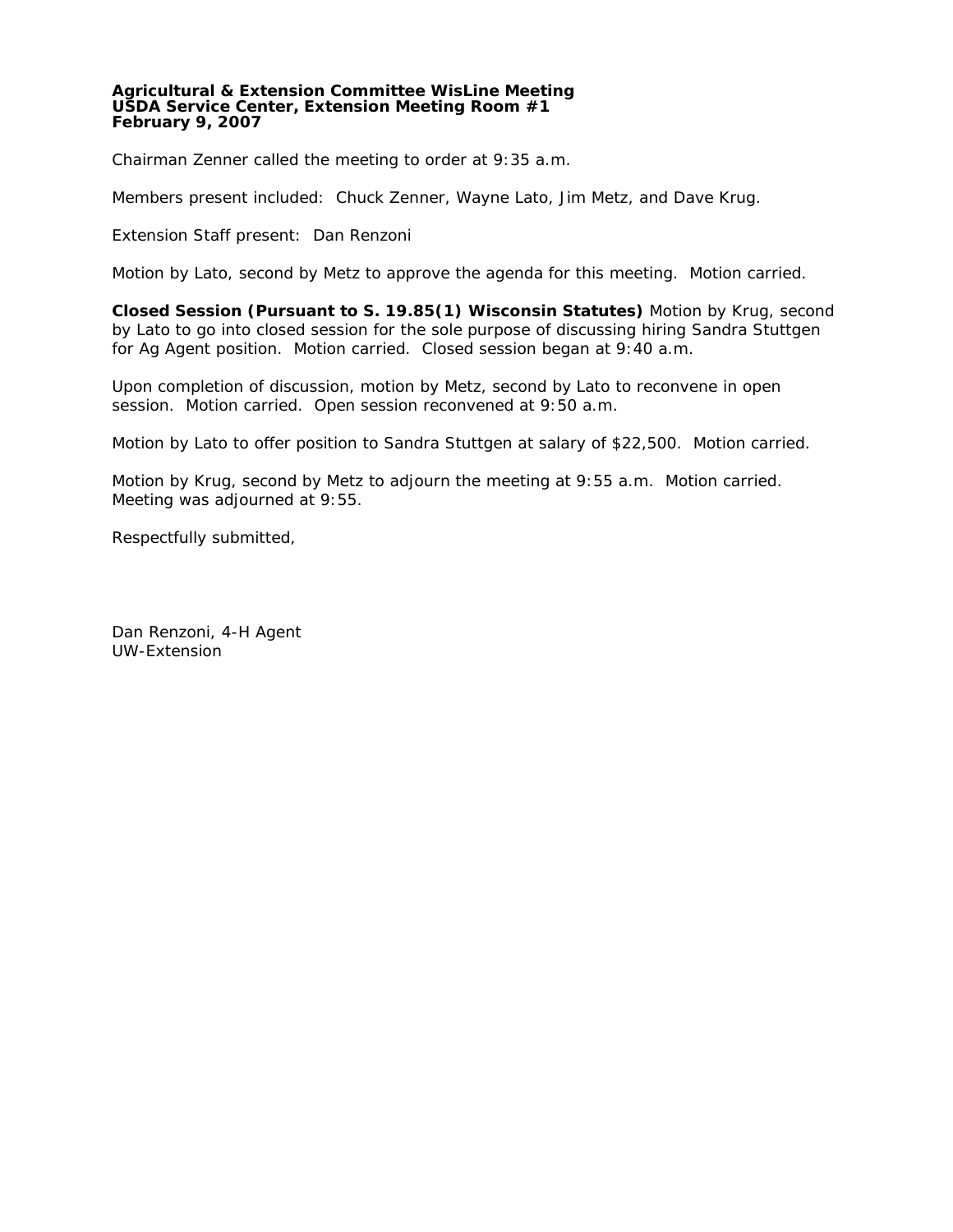**Agricultural & Extension Committee WisLine Meeting**
**USDA Service Center, Extension Meeting Room #1**
**February 9, 2007**

Chairman Zenner called the meeting to order at 9:35 a.m.

Members present included: Chuck Zenner, Wayne Lato, Jim Metz, and Dave Krug.

Extension Staff present: Dan Renzoni

Motion by Lato, second by Metz to approve the agenda for this meeting. Motion carried.

**Closed Session (Pursuant to S. 19.85(1) Wisconsin Statutes)** Motion by Krug, second by Lato to go into closed session for the sole purpose of discussing hiring Sandra Stuttgen for Ag Agent position. Motion carried. Closed session began at 9:40 a.m.

Upon completion of discussion, motion by Metz, second by Lato to reconvene in open session. Motion carried. Open session reconvened at 9:50 a.m.

Motion by Lato to offer position to Sandra Stuttgen at salary of $22,500. Motion carried.

Motion by Krug, second by Metz to adjourn the meeting at 9:55 a.m. Motion carried. Meeting was adjourned at 9:55.

Respectfully submitted,

Dan Renzoni, 4-H Agent
UW-Extension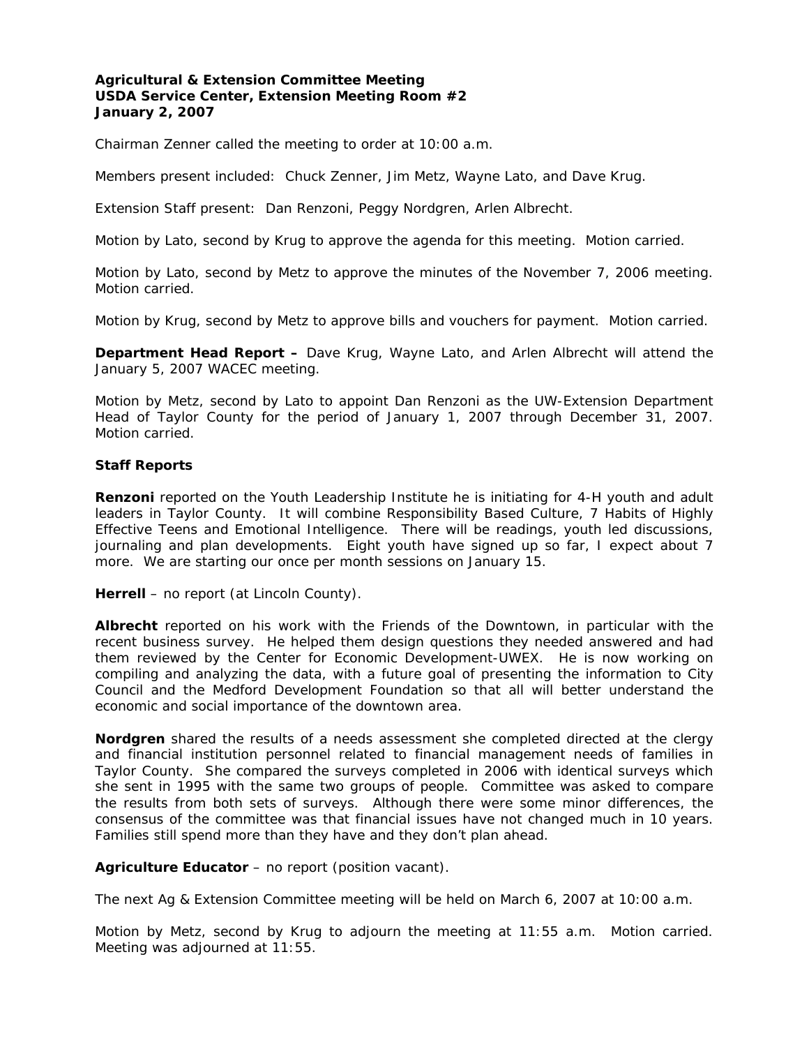**Agricultural & Extension Committee Meeting**
**USDA Service Center, Extension Meeting Room #2**
**January 2, 2007**

Chairman Zenner called the meeting to order at 10:00 a.m.

Members present included: Chuck Zenner, Jim Metz, Wayne Lato, and Dave Krug.

Extension Staff present: Dan Renzoni, Peggy Nordgren, Arlen Albrecht.

Motion by Lato, second by Krug to approve the agenda for this meeting. Motion carried.

Motion by Lato, second by Metz to approve the minutes of the November 7, 2006 meeting. Motion carried.

Motion by Krug, second by Metz to approve bills and vouchers for payment. Motion carried.

**Department Head Report –** Dave Krug, Wayne Lato, and Arlen Albrecht will attend the January 5, 2007 WACEC meeting.

Motion by Metz, second by Lato to appoint Dan Renzoni as the UW-Extension Department Head of Taylor County for the period of January 1, 2007 through December 31, 2007. Motion carried.

**Staff Reports**

**Renzoni** reported on the Youth Leadership Institute he is initiating for 4-H youth and adult leaders in Taylor County. It will combine Responsibility Based Culture, 7 Habits of Highly Effective Teens and Emotional Intelligence. There will be readings, youth led discussions, journaling and plan developments. Eight youth have signed up so far, I expect about 7 more. We are starting our once per month sessions on January 15.

**Herrell** – no report (at Lincoln County).

**Albrecht** reported on his work with the Friends of the Downtown, in particular with the recent business survey. He helped them design questions they needed answered and had them reviewed by the Center for Economic Development-UWEX. He is now working on compiling and analyzing the data, with a future goal of presenting the information to City Council and the Medford Development Foundation so that all will better understand the economic and social importance of the downtown area.

**Nordgren** shared the results of a needs assessment she completed directed at the clergy and financial institution personnel related to financial management needs of families in Taylor County. She compared the surveys completed in 2006 with identical surveys which she sent in 1995 with the same two groups of people. Committee was asked to compare the results from both sets of surveys. Although there were some minor differences, the consensus of the committee was that financial issues have not changed much in 10 years. Families still spend more than they have and they don't plan ahead.

**Agriculture Educator** – no report (position vacant).

The next Ag & Extension Committee meeting will be held on March 6, 2007 at 10:00 a.m.

Motion by Metz, second by Krug to adjourn the meeting at 11:55 a.m. Motion carried. Meeting was adjourned at 11:55.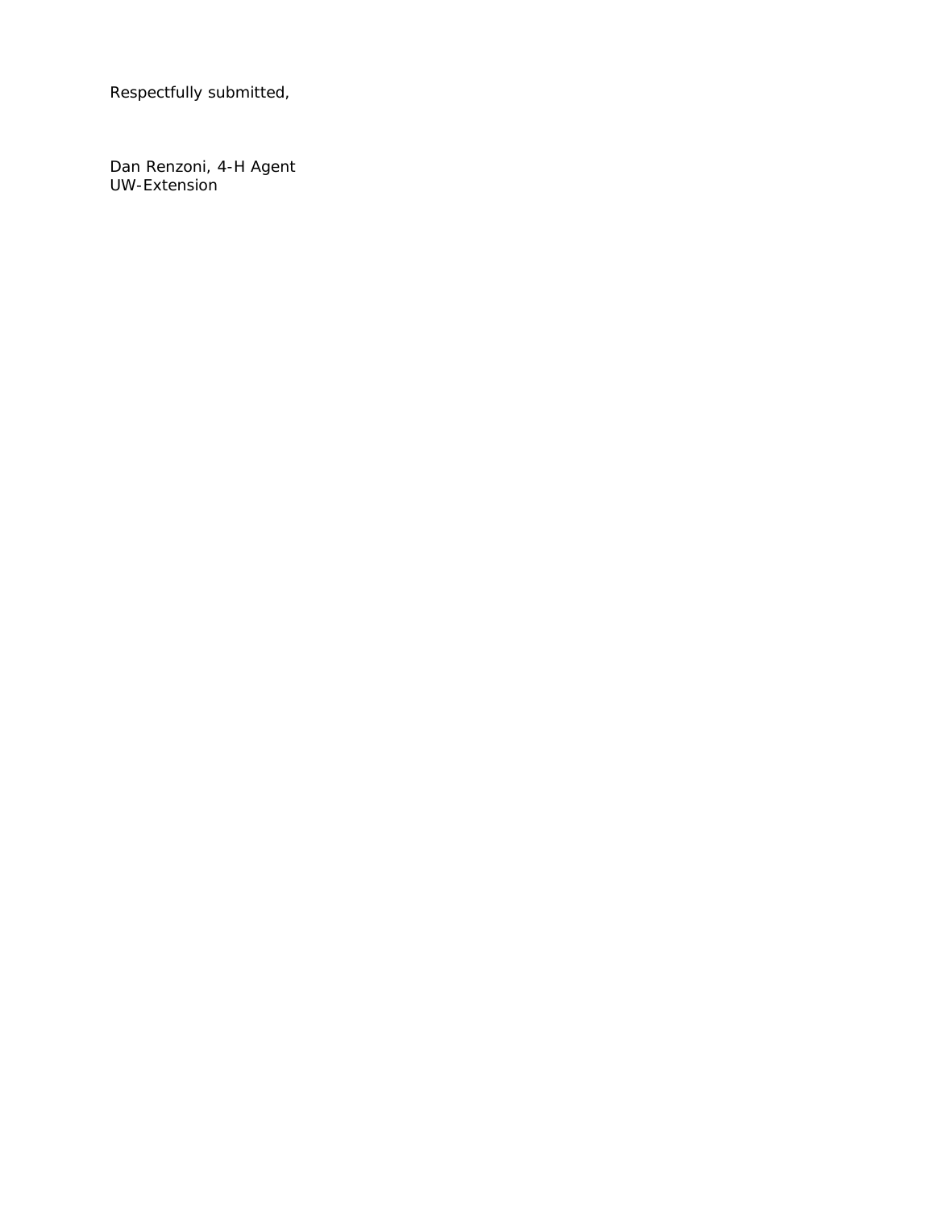Respectfully submitted,

Dan Renzoni, 4-H Agent
UW-Extension